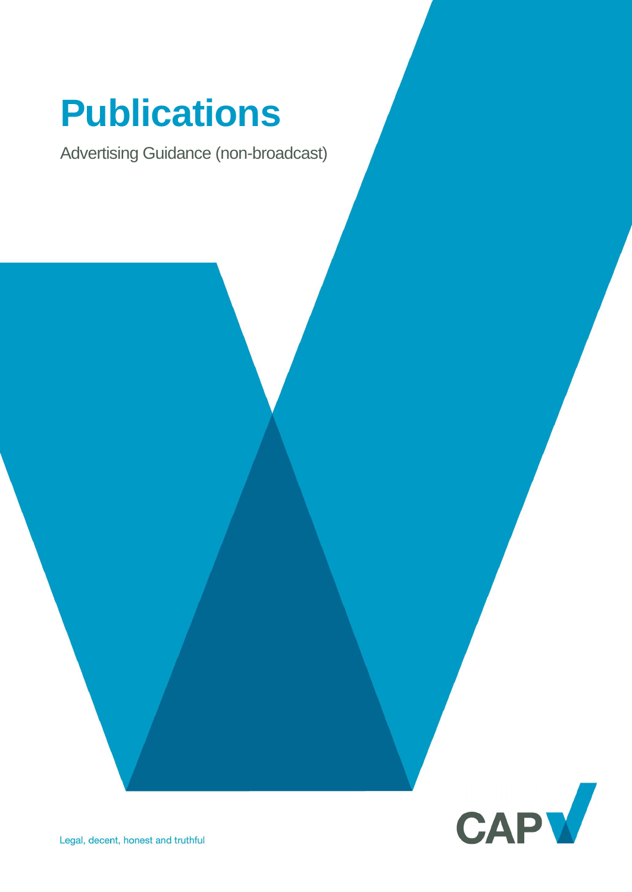# Publications

Advertising Guidance (non-broadcast)

Legal, decent, honest and truthful

CAP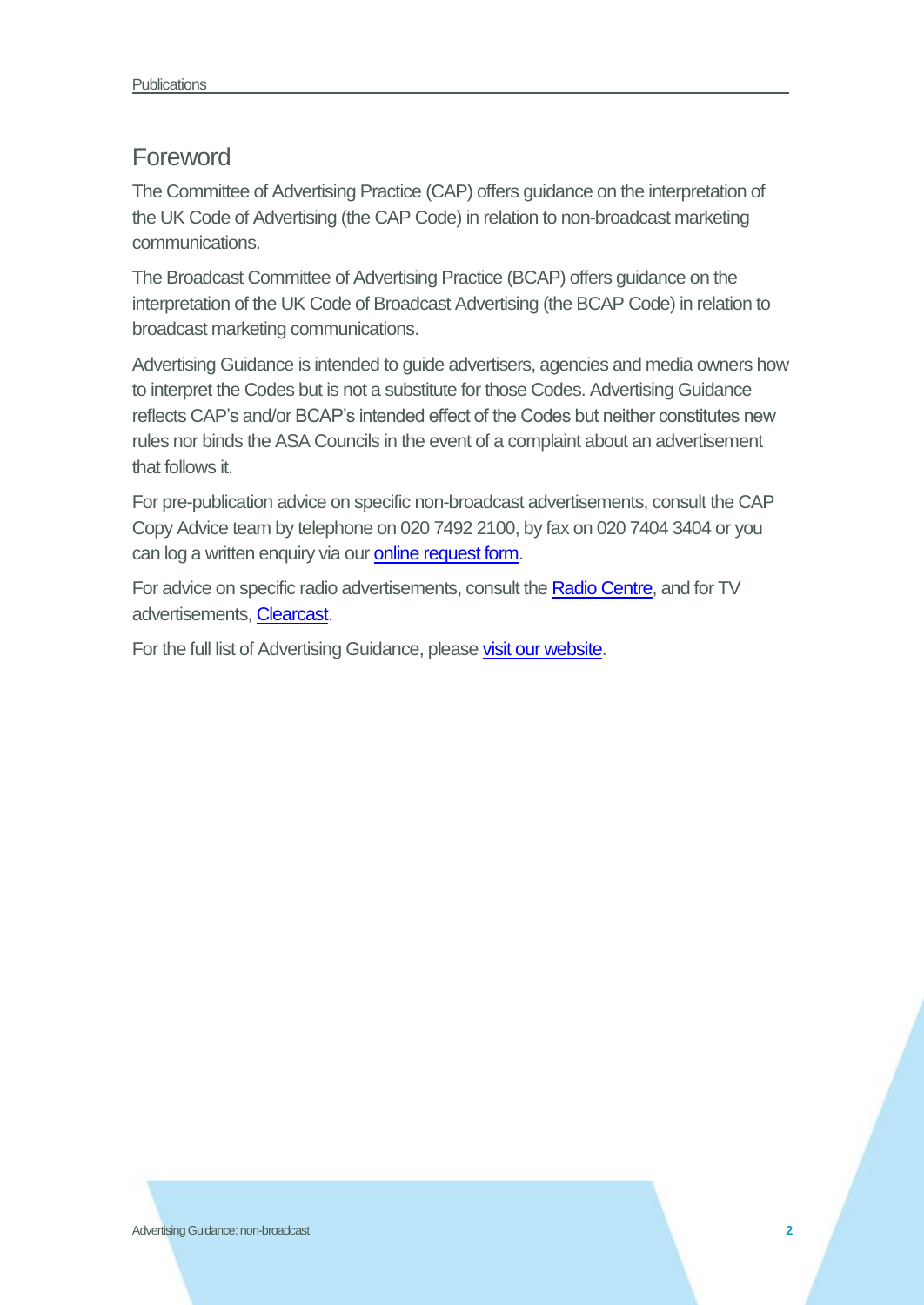# Foreword

The Committee of Advertising Practice (CAP) offers guidance on the interpretation of the UK Code of Advertising (the CAP Code) in relation to non-broadcast marketing communications.

The Broadcast Committee of Advertising Practice (BCAP) offers guidance on the interpretation of the UK Code of Broadcast Advertising (the BCAP Code) in relation to broadcast marketing communications.

Advertising Guidance is intended to guide advertisers, agencies and media owners how to interpret the Codes but is not a substitute for those Codes. Advertising Guidance reflects CAP's and/or BCAP's intended effect of the Codes but neither constitutes new rules nor binds the ASA Councils in the event of a complaint about an advertisement that follows it.

For pre-publication advice on specific non-broadcast advertisements, consult the CAP Copy Advice team by telephone on 020 7492 2100, by fax on 020 7404 3404 or you can log a written enquiry via our online request form.

For advice on specific radio advertisements, consult the Radio Centre, and for TV advertisements, Clearcast.

For the full list of Advertising Guidance, please visit our website.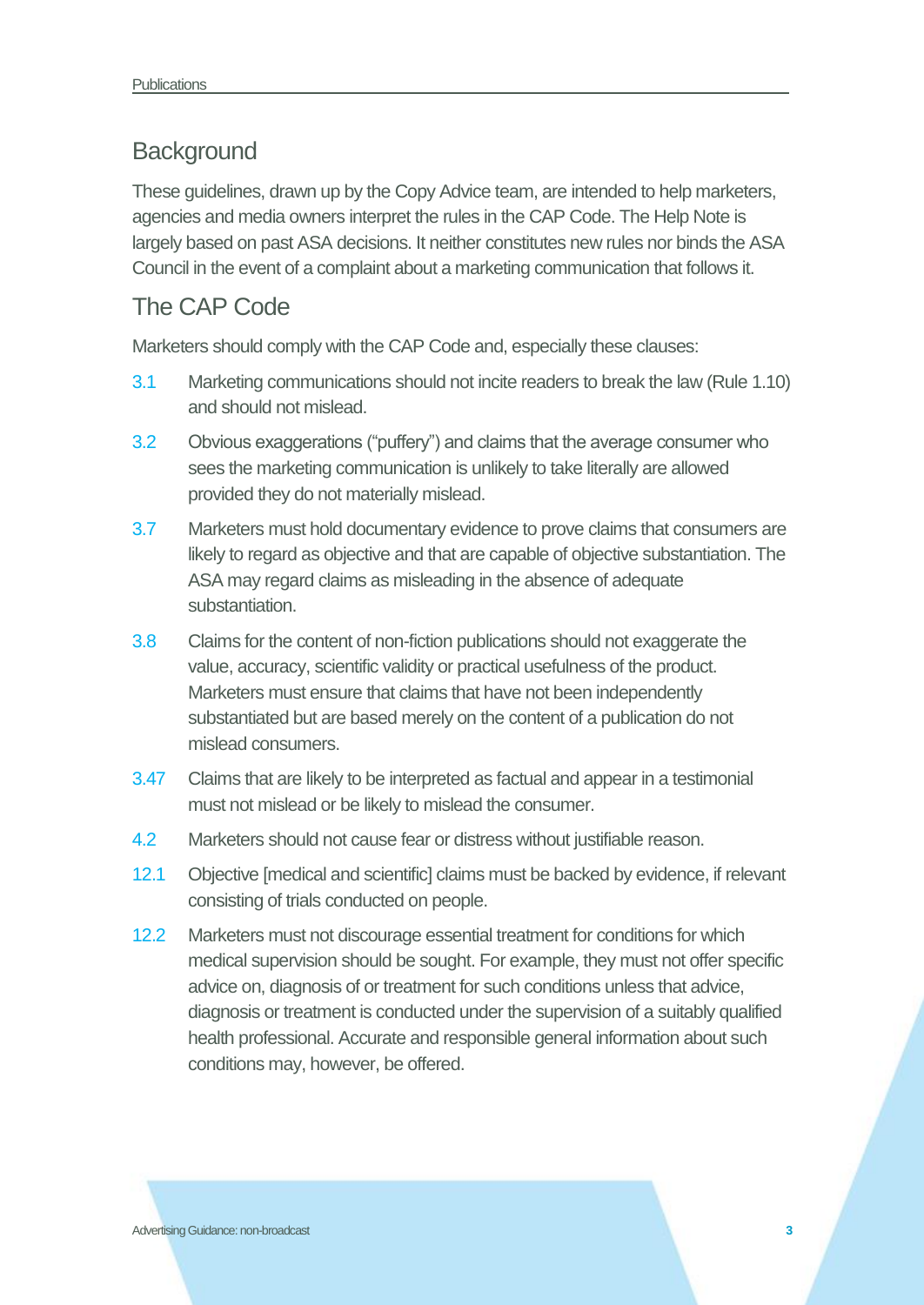## Background

These guidelines, drawn up by the Copy Advice team, are intended to help marketers, agencies and media owners interpret the rules in the CAP Code. The Help Note is largely based on past ASA decisions. It neither constitutes new rules nor binds the ASA Council in the event of a complaint about a marketing communication that follows it.

## The CAP Code

Marketers should comply with the CAP Code and, especially these clauses:

3.1 Marketing communications should not incite readers to break the law (Rule 1.10) and should not mislead.

3.2 Obvious exaggerations ("puffery") and claims that the average consumer who sees the marketing communication is unlikely to take literally are allowed provided they do not materially mislead.

3.7 Marketers must hold documentary evidence to prove claims that consumers are likely to regard as objective and that are capable of objective substantiation. The ASA may regard claims as misleading in the absence of adequate substantiation.

3.8 Claims for the content of non-fiction publications should not exaggerate the value, accuracy, scientific validity or practical usefulness of the product. Marketers must ensure that claims that have not been independently substantiated but are based merely on the content of a publication do not mislead consumers.

3.47 Claims that are likely to be interpreted as factual and appear in a testimonial must not mislead or be likely to mislead the consumer.

4.2 Marketers should not cause fear or distress without justifiable reason.

12.1 Objective [medical and scientific] claims must be backed by evidence, if relevant consisting of trials conducted on people.

12.2 Marketers must not discourage essential treatment for conditions for which medical supervision should be sought. For example, they must not offer specific advice on, diagnosis of or treatment for such conditions unless that advice, diagnosis or treatment is conducted under the supervision of a suitably qualified health professional. Accurate and responsible general information about such conditions may, however, be offered.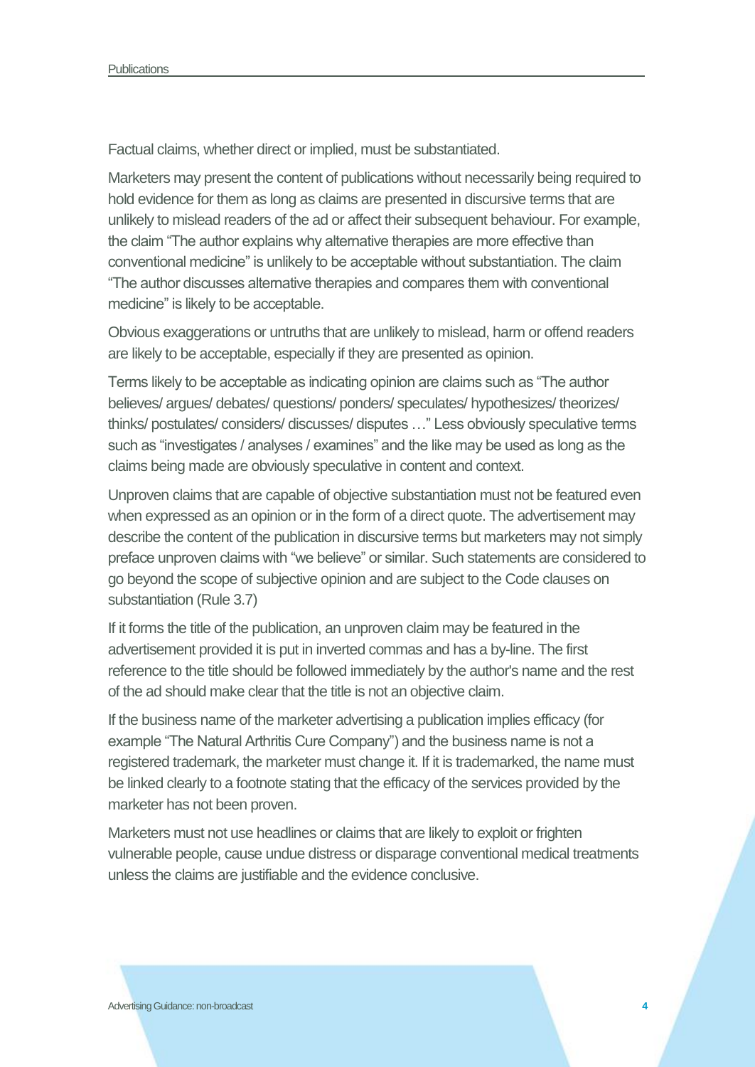Factual claims, whether direct or implied, must be substantiated.

Marketers may present the content of publications without necessarily being required to hold evidence for them as long as claims are presented in discursive terms that are unlikely to mislead readers of the ad or affect their subsequent behaviour. For example, the claim "The author explains why alternative therapies are more effective than conventional medicine" is unlikely to be acceptable without substantiation. The claim "The author discusses alternative therapies and compares them with conventional medicine" is likely to be acceptable.

Obvious exaggerations or untruths that are unlikely to mislead, harm or offend readers are likely to be acceptable, especially if they are presented as opinion.

Terms likely to be acceptable as indicating opinion are claims such as "The author believes/ argues/ debates/ questions/ ponders/ speculates/ hypothesizes/ theorizes/ thinks/ postulates/ considers/ discusses/ disputes …" Less obviously speculative terms such as "investigates / analyses / examines" and the like may be used as long as the claims being made are obviously speculative in content and context.

Unproven claims that are capable of objective substantiation must not be featured even when expressed as an opinion or in the form of a direct quote. The advertisement may describe the content of the publication in discursive terms but marketers may not simply preface unproven claims with "we believe" or similar. Such statements are considered to go beyond the scope of subjective opinion and are subject to the Code clauses on substantiation (Rule 3.7)

If it forms the title of the publication, an unproven claim may be featured in the advertisement provided it is put in inverted commas and has a by-line. The first reference to the title should be followed immediately by the author's name and the rest of the ad should make clear that the title is not an objective claim.

If the business name of the marketer advertising a publication implies efficacy (for example "The Natural Arthritis Cure Company") and the business name is not a registered trademark, the marketer must change it. If it is trademarked, the name must be linked clearly to a footnote stating that the efficacy of the services provided by the marketer has not been proven.

Marketers must not use headlines or claims that are likely to exploit or frighten vulnerable people, cause undue distress or disparage conventional medical treatments unless the claims are justifiable and the evidence conclusive.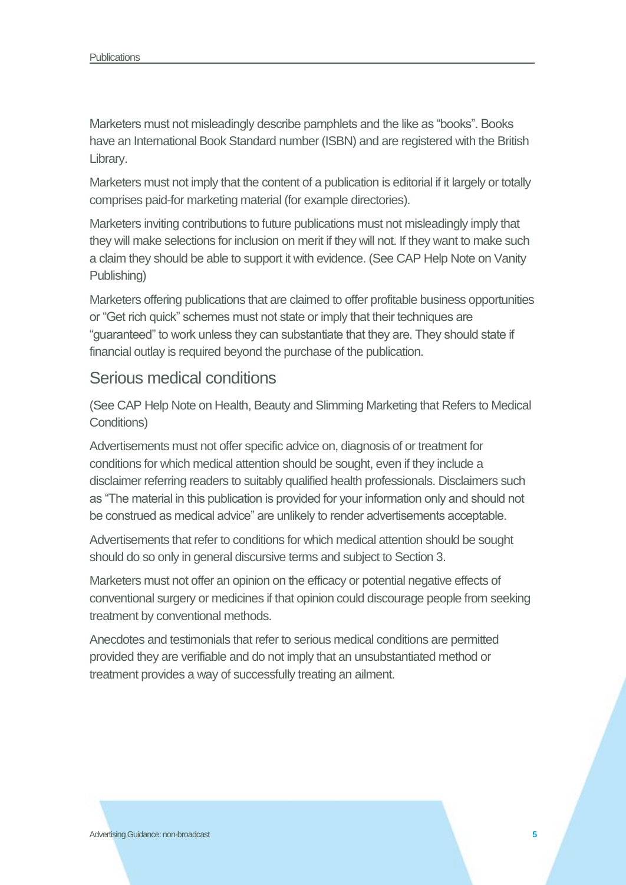Marketers must not misleadingly describe pamphlets and the like as "books". Books have an International Book Standard number (ISBN) and are registered with the British Library.

Marketers must not imply that the content of a publication is editorial if it largely or totally comprises paid-for marketing material (for example directories).

Marketers inviting contributions to future publications must not misleadingly imply that they will make selections for inclusion on merit if they will not. If they want to make such a claim they should be able to support it with evidence. (See CAP Help Note on Vanity Publishing)

Marketers offering publications that are claimed to offer profitable business opportunities or "Get rich quick" schemes must not state or imply that their techniques are "guaranteed" to work unless they can substantiate that they are. They should state if financial outlay is required beyond the purchase of the publication.

## Serious medical conditions

(See CAP Help Note on Health, Beauty and Slimming Marketing that Refers to Medical Conditions)

Advertisements must not offer specific advice on, diagnosis of or treatment for conditions for which medical attention should be sought, even if they include a disclaimer referring readers to suitably qualified health professionals. Disclaimers such as "The material in this publication is provided for your information only and should not be construed as medical advice" are unlikely to render advertisements acceptable.

Advertisements that refer to conditions for which medical attention should be sought should do so only in general discursive terms and subject to Section 3.

Marketers must not offer an opinion on the efficacy or potential negative effects of conventional surgery or medicines if that opinion could discourage people from seeking treatment by conventional methods.

Anecdotes and testimonials that refer to serious medical conditions are permitted provided they are verifiable and do not imply that an unsubstantiated method or treatment provides a way of successfully treating an ailment.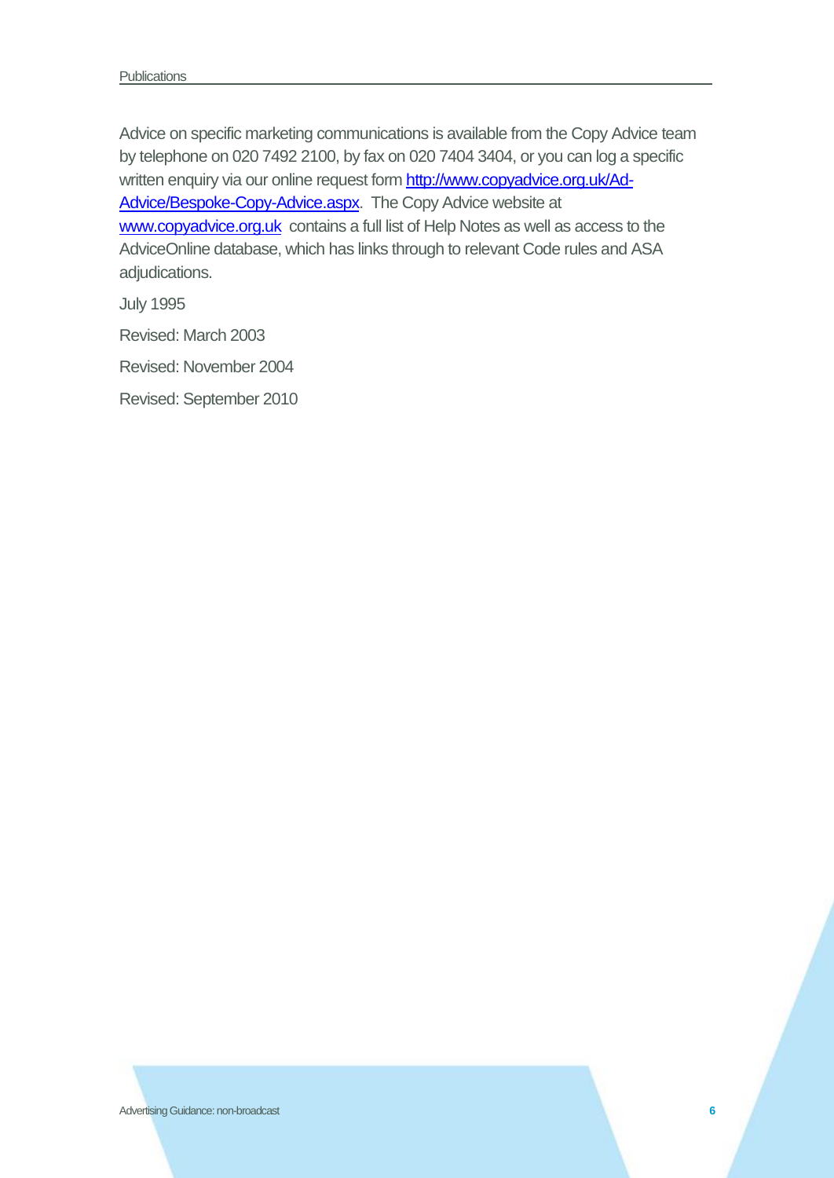Advice on specific marketing communications is available from the Copy Advice team by telephone on 020 7492 2100, by fax on 020 7404 3404, or you can log a specific written enquiry via our online request form [http://www.copyadvice.org.uk/Ad-Advice/Bespoke-Copy-Advice.aspx](http://www.copyadvice.org.uk/Ad-Advice/Bespoke-Copy-Advice.aspx). The Copy Advice website at [www.copyadvice.org.uk](http://www.copyadvice.org.uk) contains a full list of Help Notes as well as access to the AdviceOnline database, which has links through to relevant Code rules and ASA adjudications.

July 1995

Revised: March 2003

Revised: November 2004

Revised: September 2010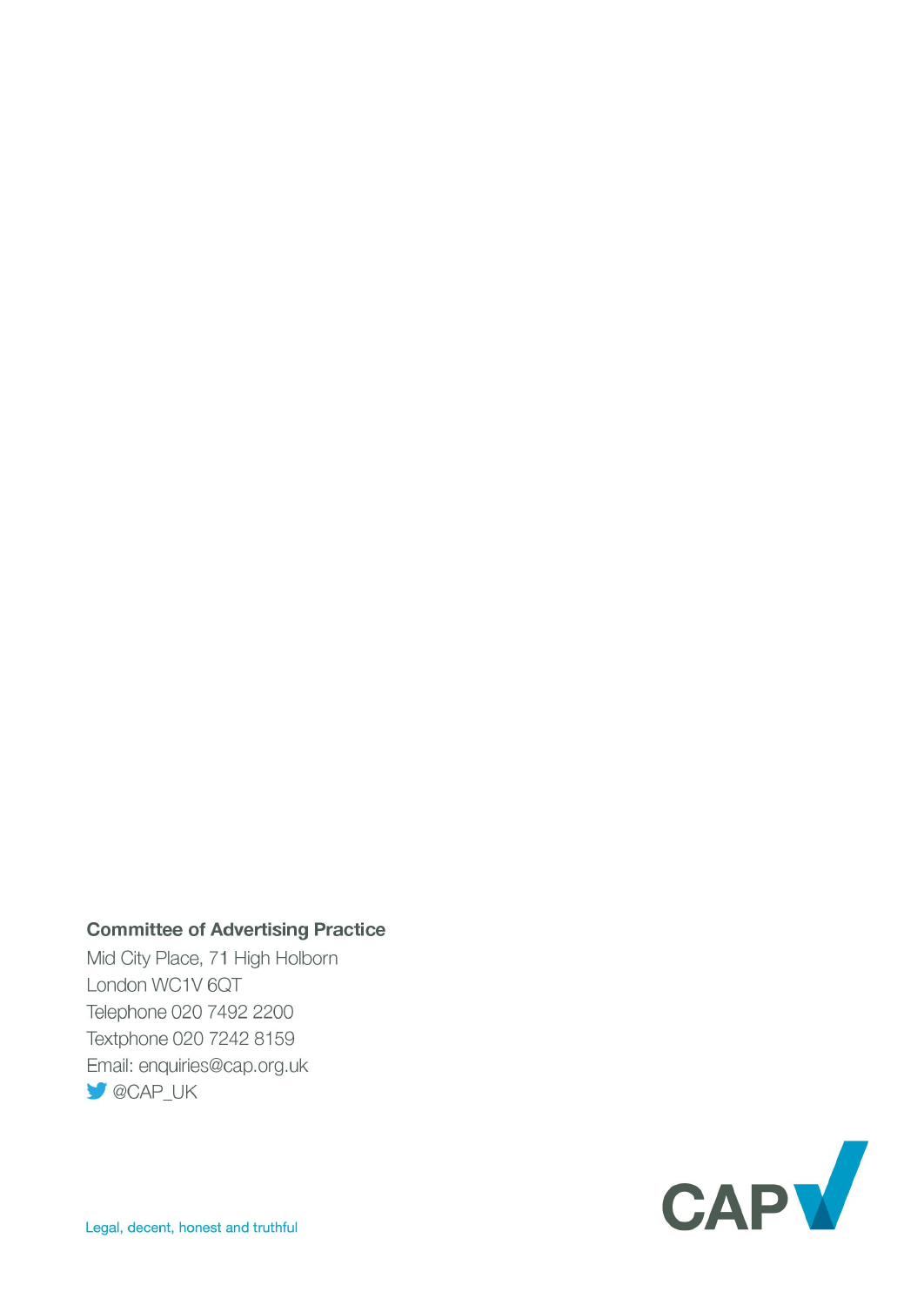**Committee of Advertising Practice**

Mid City Place, 71 High Holborn
London WC1V 6QT
Telephone 020 7492 2200
Textphone 020 7242 8159
Email: enquiries@cap.org.uk
@CAP_UK

Legal, decent, honest and truthful

CAP